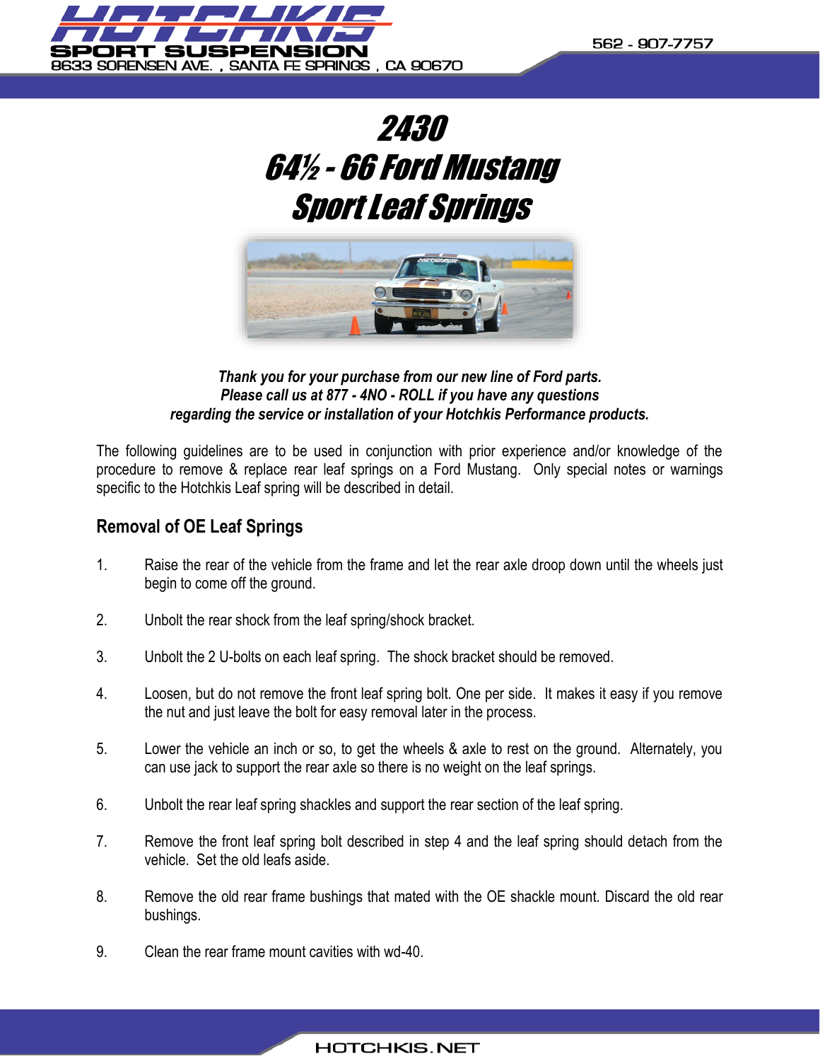# 2430
# 64½ - 66 Ford Mustang
# Sport Leaf Springs

***Thank you for your purchase from our new line of Ford parts.***
***Please call us at 877 - 4NO - ROLL if you have any questions***
***regarding the service or installation of your Hotchkis Performance products.***

The following guidelines are to be used in conjunction with prior experience and/or knowledge of the procedure to remove & replace rear leaf springs on a Ford Mustang. Only special notes or warnings specific to the Hotchkis Leaf spring will be described in detail.

## Removal of OE Leaf Springs

1. Raise the rear of the vehicle from the frame and let the rear axle droop down until the wheels just begin to come off the ground.

2. Unbolt the rear shock from the leaf spring/shock bracket.

3. Unbolt the 2 U-bolts on each leaf spring. The shock bracket should be removed.

4. Loosen, but do not remove the front leaf spring bolt. One per side. It makes it easy if you remove the nut and just leave the bolt for easy removal later in the process.

5. Lower the vehicle an inch or so, to get the wheels & axle to rest on the ground. Alternately, you can use jack to support the rear axle so there is no weight on the leaf springs.

6. Unbolt the rear leaf spring shackles and support the rear section of the leaf spring.

7. Remove the front leaf spring bolt described in step 4 and the leaf spring should detach from the vehicle. Set the old leafs aside.

8. Remove the old rear frame bushings that mated with the OE shackle mount. Discard the old rear bushings.

9. Clean the rear frame mount cavities with wd-40.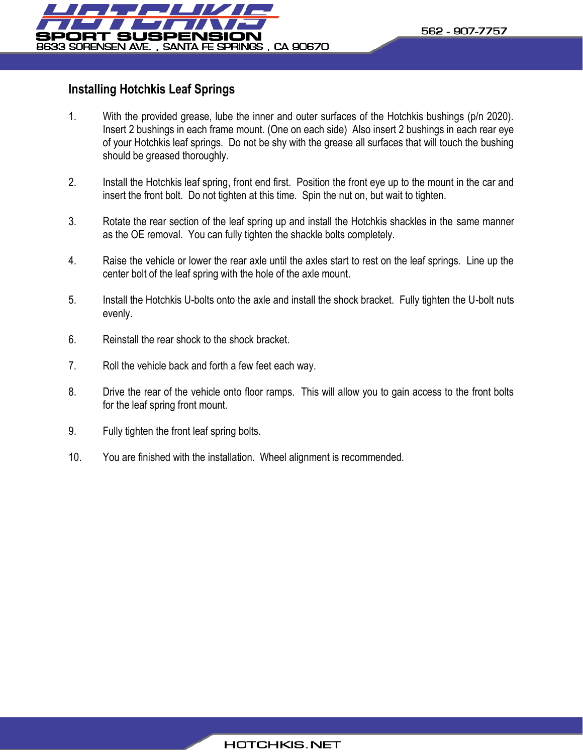## Installing Hotchkis Leaf Springs

1. With the provided grease, lube the inner and outer surfaces of the Hotchkis bushings (p/n 2020). Insert 2 bushings in each frame mount. (One on each side) Also insert 2 bushings in each rear eye of your Hotchkis leaf springs. Do not be shy with the grease all surfaces that will touch the bushing should be greased thoroughly.

2. Install the Hotchkis leaf spring, front end first. Position the front eye up to the mount in the car and insert the front bolt. Do not tighten at this time. Spin the nut on, but wait to tighten.

3. Rotate the rear section of the leaf spring up and install the Hotchkis shackles in the same manner as the OE removal. You can fully tighten the shackle bolts completely.

4. Raise the vehicle or lower the rear axle until the axles start to rest on the leaf springs. Line up the center bolt of the leaf spring with the hole of the axle mount.

5. Install the Hotchkis U-bolts onto the axle and install the shock bracket. Fully tighten the U-bolt nuts evenly.

6. Reinstall the rear shock to the shock bracket.

7. Roll the vehicle back and forth a few feet each way.

8. Drive the rear of the vehicle onto floor ramps. This will allow you to gain access to the front bolts for the leaf spring front mount.

9. Fully tighten the front leaf spring bolts.

10. You are finished with the installation. Wheel alignment is recommended.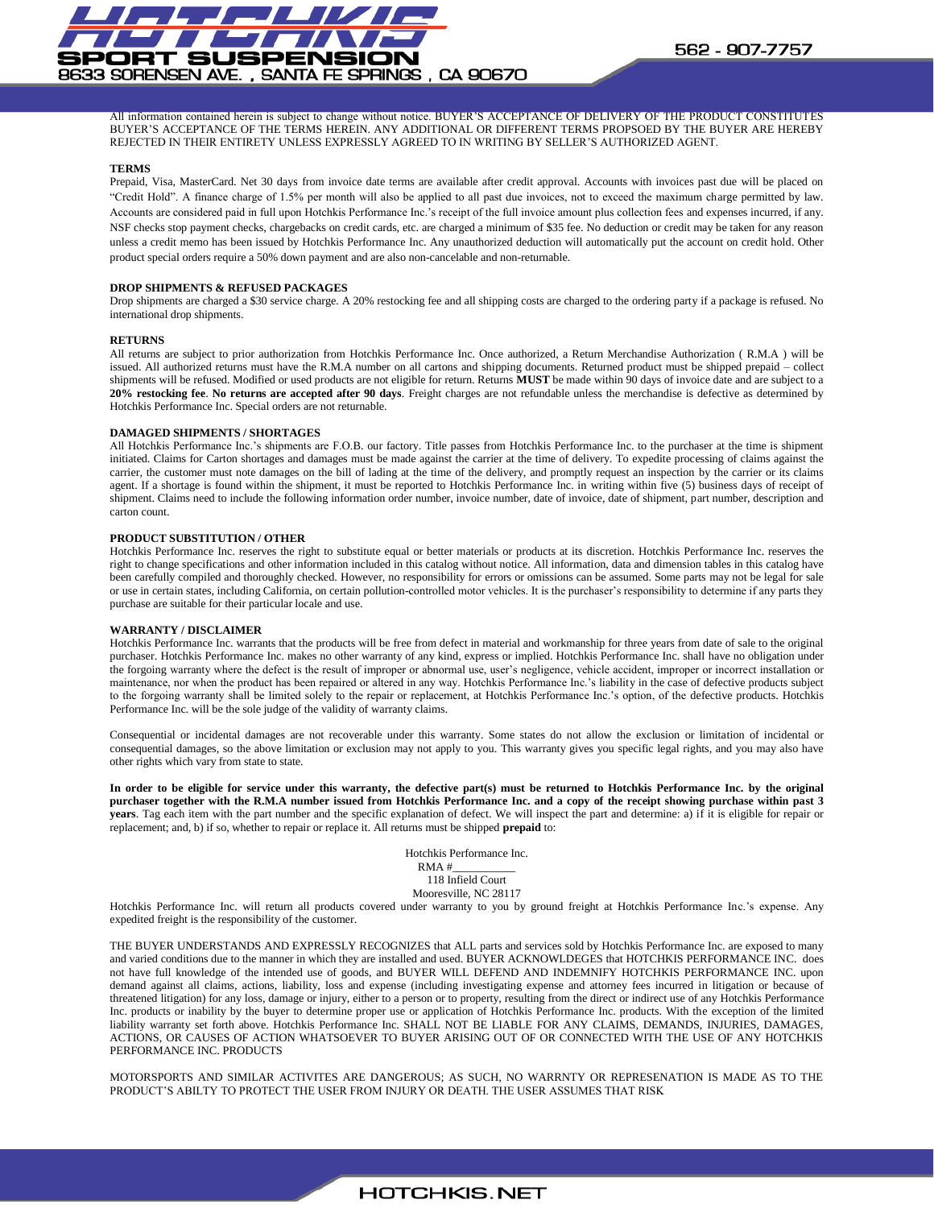All information contained herein is subject to change without notice. BUYER'S ACCEPTANCE OF DELIVERY OF THE PRODUCT CONSTITUTES BUYER'S ACCEPTANCE OF THE TERMS HEREIN. ANY ADDITIONAL OR DIFFERENT TERMS PROPSOED BY THE BUYER ARE HEREBY REJECTED IN THEIR ENTIRETY UNLESS EXPRESSLY AGREED TO IN WRITING BY SELLER'S AUTHORIZED AGENT.

**TERMS**

Prepaid, Visa, MasterCard. Net 30 days from invoice date terms are available after credit approval. Accounts with invoices past due will be placed on "Credit Hold". A finance charge of 1.5% per month will also be applied to all past due invoices, not to exceed the maximum charge permitted by law. Accounts are considered paid in full upon Hotchkis Performance Inc.'s receipt of the full invoice amount plus collection fees and expenses incurred, if any. NSF checks stop payment checks, chargebacks on credit cards, etc. are charged a minimum of $35 fee. No deduction or credit may be taken for any reason unless a credit memo has been issued by Hotchkis Performance Inc. Any unauthorized deduction will automatically put the account on credit hold. Other product special orders require a 50% down payment and are also non-cancelable and non-returnable.

**DROP SHIPMENTS & REFUSED PACKAGES**

Drop shipments are charged a $30 service charge. A 20% restocking fee and all shipping costs are charged to the ordering party if a package is refused. No international drop shipments.

**RETURNS**

All returns are subject to prior authorization from Hotchkis Performance Inc. Once authorized, a Return Merchandise Authorization ( R.M.A ) will be issued. All authorized returns must have the R.M.A number on all cartons and shipping documents. Returned product must be shipped prepaid – collect shipments will be refused. Modified or used products are not eligible for return. Returns **MUST** be made within 90 days of invoice date and are subject to a **20% restocking fee**. **No returns are accepted after 90 days**. Freight charges are not refundable unless the merchandise is defective as determined by Hotchkis Performance Inc. Special orders are not returnable.

**DAMAGED SHIPMENTS / SHORTAGES**

All Hotchkis Performance Inc.'s shipments are F.O.B. our factory. Title passes from Hotchkis Performance Inc. to the purchaser at the time is shipment initiated. Claims for Carton shortages and damages must be made against the carrier at the time of delivery. To expedite processing of claims against the carrier, the customer must note damages on the bill of lading at the time of the delivery, and promptly request an inspection by the carrier or its claims agent. If a shortage is found within the shipment, it must be reported to Hotchkis Performance Inc. in writing within five (5) business days of receipt of shipment. Claims need to include the following information order number, invoice number, date of invoice, date of shipment, part number, description and carton count.

**PRODUCT SUBSTITUTION / OTHER**

Hotchkis Performance Inc. reserves the right to substitute equal or better materials or products at its discretion. Hotchkis Performance Inc. reserves the right to change specifications and other information included in this catalog without notice. All information, data and dimension tables in this catalog have been carefully compiled and thoroughly checked. However, no responsibility for errors or omissions can be assumed. Some parts may not be legal for sale or use in certain states, including California, on certain pollution-controlled motor vehicles. It is the purchaser's responsibility to determine if any parts they purchase are suitable for their particular locale and use.

**WARRANTY / DISCLAIMER**

Hotchkis Performance Inc. warrants that the products will be free from defect in material and workmanship for three years from date of sale to the original purchaser. Hotchkis Performance Inc. makes no other warranty of any kind, express or implied. Hotchkis Performance Inc. shall have no obligation under the forgoing warranty where the defect is the result of improper or abnormal use, user's negligence, vehicle accident, improper or incorrect installation or maintenance, nor when the product has been repaired or altered in any way. Hotchkis Performance Inc.'s liability in the case of defective products subject to the forgoing warranty shall be limited solely to the repair or replacement, at Hotchkis Performance Inc.'s option, of the defective products. Hotchkis Performance Inc. will be the sole judge of the validity of warranty claims.

Consequential or incidental damages are not recoverable under this warranty. Some states do not allow the exclusion or limitation of incidental or consequential damages, so the above limitation or exclusion may not apply to you. This warranty gives you specific legal rights, and you may also have other rights which vary from state to state.

**In order to be eligible for service under this warranty, the defective part(s) must be returned to Hotchkis Performance Inc. by the original purchaser together with the R.M.A number issued from Hotchkis Performance Inc. and a copy of the receipt showing purchase within past 3 years**. Tag each item with the part number and the specific explanation of defect. We will inspect the part and determine: a) if it is eligible for repair or replacement; and, b) if so, whether to repair or replace it. All returns must be shipped **prepaid** to:

Hotchkis Performance Inc.
RMA #___________
118 Infield Court
Mooresville, NC 28117

Hotchkis Performance Inc. will return all products covered under warranty to you by ground freight at Hotchkis Performance Inc.'s expense. Any expedited freight is the responsibility of the customer.

THE BUYER UNDERSTANDS AND EXPRESSLY RECOGNIZES that ALL parts and services sold by Hotchkis Performance Inc. are exposed to many and varied conditions due to the manner in which they are installed and used. BUYER ACKNOWLDEGES that HOTCHKIS PERFORMANCE INC. does not have full knowledge of the intended use of goods, and BUYER WILL DEFEND AND INDEMNIFY HOTCHKIS PERFORMANCE INC. upon demand against all claims, actions, liability, loss and expense (including investigating expense and attorney fees incurred in litigation or because of threatened litigation) for any loss, damage or injury, either to a person or to property, resulting from the direct or indirect use of any Hotchkis Performance Inc. products or inability by the buyer to determine proper use or application of Hotchkis Performance Inc. products. With the exception of the limited liability warranty set forth above. Hotchkis Performance Inc. SHALL NOT BE LIABLE FOR ANY CLAIMS, DEMANDS, INJURIES, DAMAGES, ACTIONS, OR CAUSES OF ACTION WHATSOEVER TO BUYER ARISING OUT OF OR CONNECTED WITH THE USE OF ANY HOTCHKIS PERFORMANCE INC. PRODUCTS

MOTORSPORTS AND SIMILAR ACTIVITES ARE DANGEROUS; AS SUCH, NO WARRNTY OR REPRESENATION IS MADE AS TO THE PRODUCT'S ABILTY TO PROTECT THE USER FROM INJURY OR DEATH. THE USER ASSUMES THAT RISK